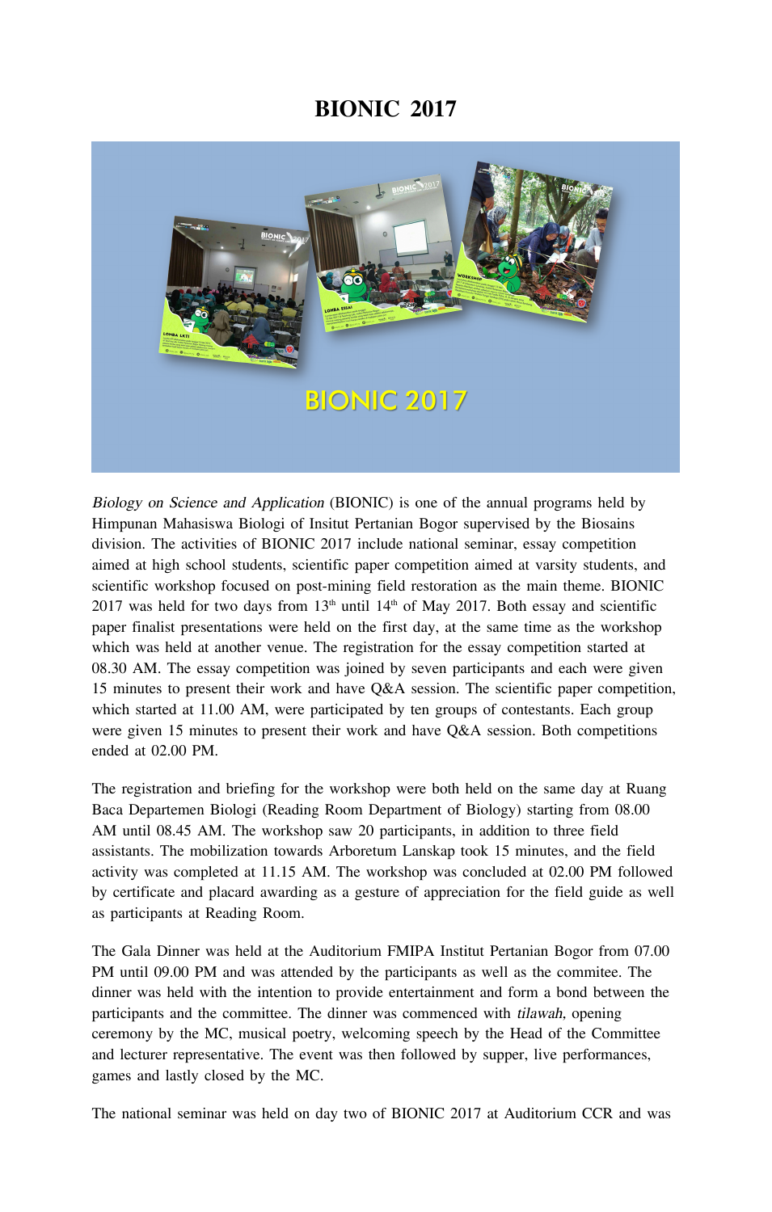# BIONIC 2017

*Biology on Science and Application* (BIONIC) is one of the annual programs held by Himpunan Mahasiswa Biologi of Insitut Pertanian Bogor supervised by the Biosains division. The activities of BIONIC 2017 include national seminar, essay competition aimed at high school students, scientific paper competition aimed at varsity students, and scientific workshop focused on post-mining field restoration as the main theme. BIONIC 2017 was held for two days from 13th until 14th of May 2017. Both essay and scientific paper finalist presentations were held on the first day, at the same time as the workshop which was held at another venue. The registration for the essay competition started at 08.30 AM. The essay competition was joined by seven participants and each were given 15 minutes to present their work and have Q&A session. The scientific paper competition, which started at 11.00 AM, were participated by ten groups of contestants. Each group were given 15 minutes to present their work and have Q&A session. Both competitions ended at 02.00 PM.

The registration and briefing for the workshop were both held on the same day at Ruang Baca Departemen Biologi (Reading Room Department of Biology) starting from 08.00 AM until 08.45 AM. The workshop saw 20 participants, in addition to three field assistants. The mobilization towards Arboretum Lanskap took 15 minutes, and the field activity was completed at 11.15 AM. The workshop was concluded at 02.00 PM followed by certificate and placard awarding as a gesture of appreciation for the field guide as well as participants at Reading Room.

The Gala Dinner was held at the Auditorium FMIPA Institut Pertanian Bogor from 07.00 PM until 09.00 PM and was attended by the participants as well as the commitee. The dinner was held with the intention to provide entertainment and form a bond between the participants and the committee. The dinner was commenced with *tilawah*, opening ceremony by the MC, musical poetry, welcoming speech by the Head of the Committee and lecturer representative. The event was then followed by supper, live performances, games and lastly closed by the MC.

The national seminar was held on day two of BIONIC 2017 at Auditorium CCR and was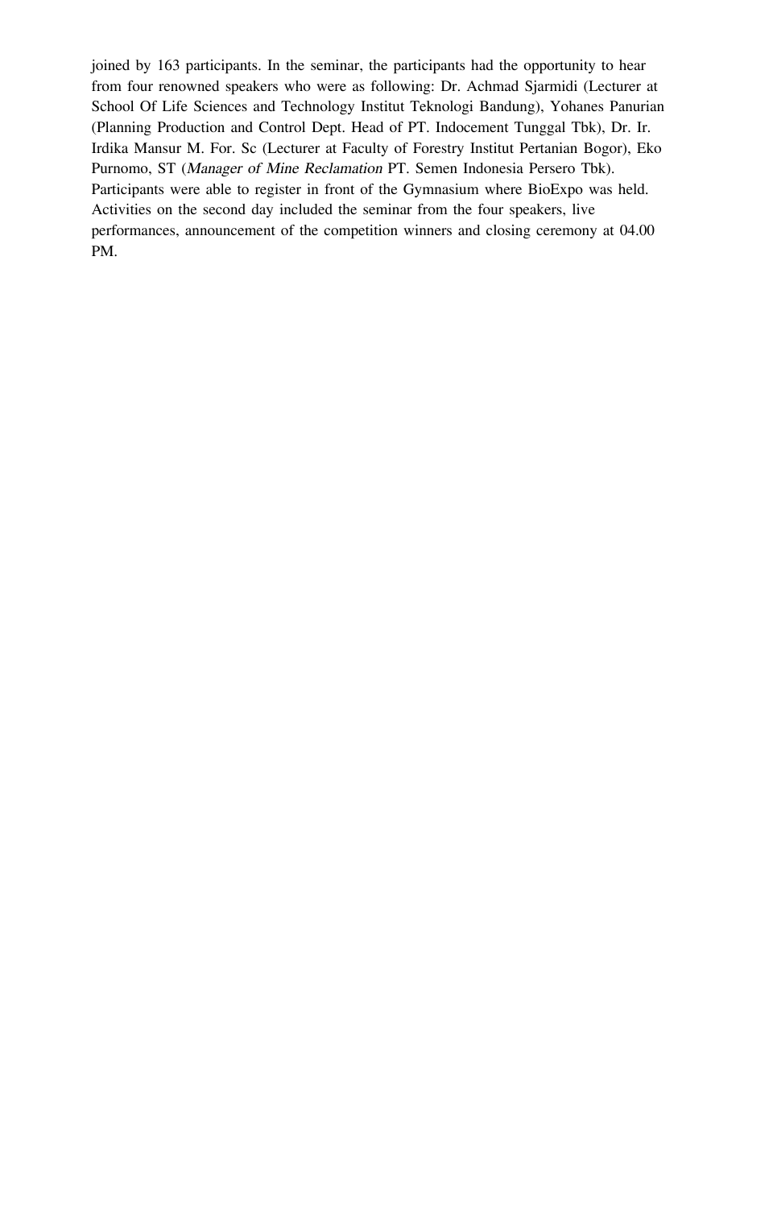joined by 163 participants. In the seminar, the participants had the opportunity to hear from four renowned speakers who were as following: Dr. Achmad Sjarmidi (Lecturer at School Of Life Sciences and Technology Institut Teknologi Bandung), Yohanes Panurian (Planning Production and Control Dept. Head of PT. Indocement Tunggal Tbk), Dr. Ir. Irdika Mansur M. For. Sc (Lecturer at Faculty of Forestry Institut Pertanian Bogor), Eko Purnomo, ST (*Manager of Mine Reclamation* PT. Semen Indonesia Persero Tbk). Participants were able to register in front of the Gymnasium where BioExpo was held. Activities on the second day included the seminar from the four speakers, live performances, announcement of the competition winners and closing ceremony at 04.00 PM.